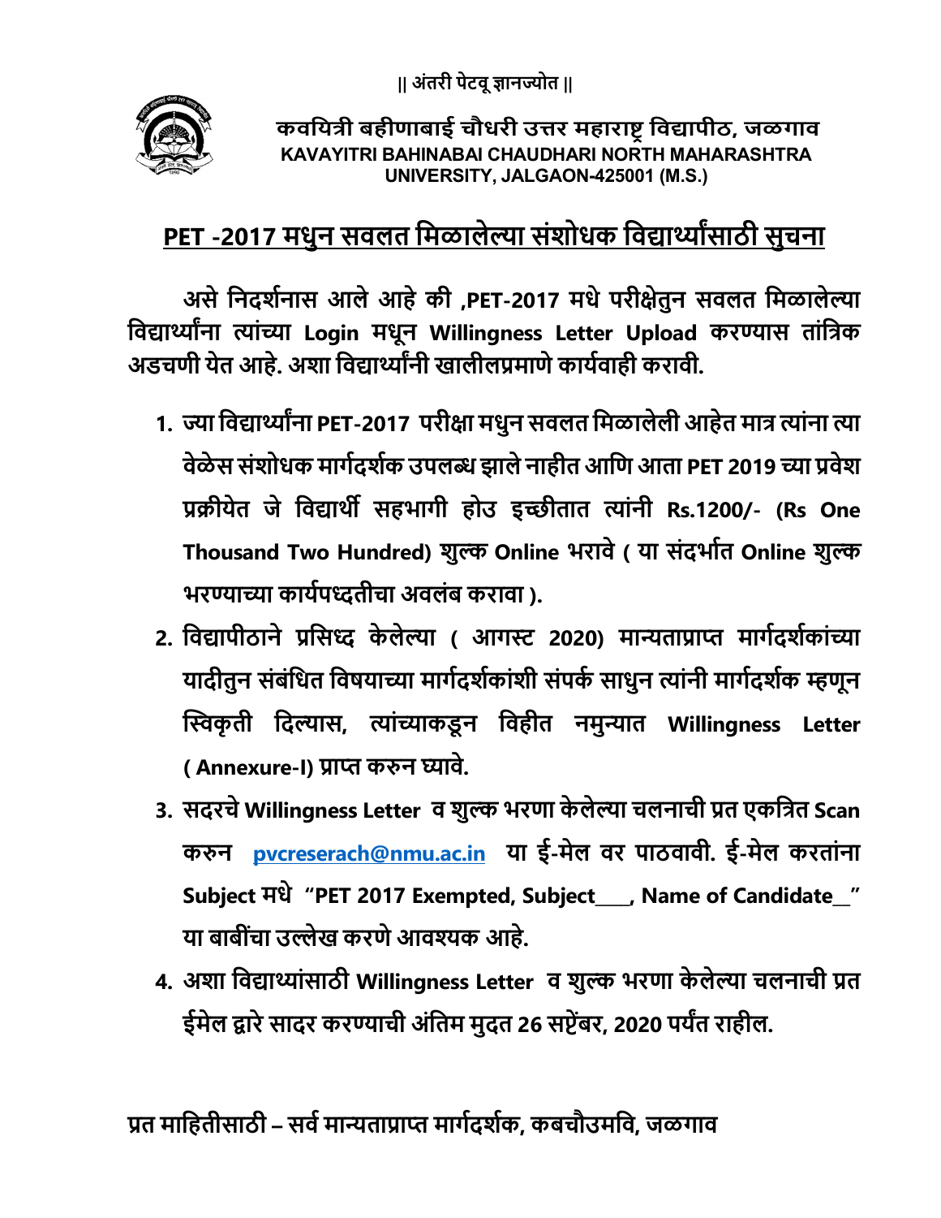|| अंतरी पेटवू ज्ञानज्योत ||

**कवयित्री बहीणाबाई चौधरी उत्तर महाराष्ट्र विद्यापीठ, जळगाव**
**KAVAYITRI BAHINABAI CHAUDHARI NORTH MAHARASHTRA UNIVERSITY, JALGAON-425001 (M.S.)**

## <u>PET -2017 मधुन सवलत मिळालेल्या संशोधक विद्यार्थ्यांसाठी सुचना</u>

**असे निदर्शनास आले आहे की ,PET-2017 मधे परीक्षेतुन सवलत मिळालेल्या विद्यार्थ्यांना त्यांच्या Login मधून Willingness Letter Upload करण्यास तांत्रिक अडचणी येत आहे. अशा विद्यार्थ्यांनी खालीलप्रमाणे कार्यवाही करावी.**

1. **ज्या विद्यार्थ्यांना PET-2017 परीक्षा मधुन सवलत मिळालेली आहेत मात्र त्यांना त्या वेळेस संशोधक मार्गदर्शक उपलब्ध झाले नाहीत आणि आता PET 2019 च्या प्रवेश प्रक्रीयेत जे विद्यार्थी सहभागी होउ इच्छीतात त्यांनी Rs.1200/- (Rs One Thousand Two Hundred) शुल्क Online भरावे ( या संदर्भात Online शुल्क भरण्याच्या कार्यपध्दतीचा अवलंब करावा ).**
2. **विद्यापीठाने प्रसिध्द केलेल्या ( आगस्ट 2020) मान्यताप्राप्त मार्गदर्शकांच्या यादीतुन संबंधित विषयाच्या मार्गदर्शकांशी संपर्क साधुन त्यांनी मार्गदर्शक म्हणून स्विकृती दिल्यास, त्यांच्याकडून विहीत नमुन्यात Willingness Letter ( Annexure-I) प्राप्त करुन घ्यावे.**
3. **सदरचे Willingness Letter व शुल्क भरणा केलेल्या चलनाची प्रत एकत्रित Scan करुन [pvcreserach@nmu.ac.in](mailto:pvcreserach@nmu.ac.in) या ई-मेल वर पाठवावी. ई-मेल करतांना Subject मधे "PET 2017 Exempted, Subject___, Name of Candidate__" या बाबींचा उल्लेख करणे आवश्यक आहे.**
4. **अशा विद्यार्थ्यांसाठी Willingness Letter व शुल्क भरणा केलेल्या चलनाची प्रत ईमेल द्वारे सादर करण्याची अंतिम मुदत 26 सप्टेंबर, 2020 पर्यंत राहील.**

**प्रत माहितीसाठी – सर्व मान्यताप्राप्त मार्गदर्शक, कबचौउमवि, जळगाव**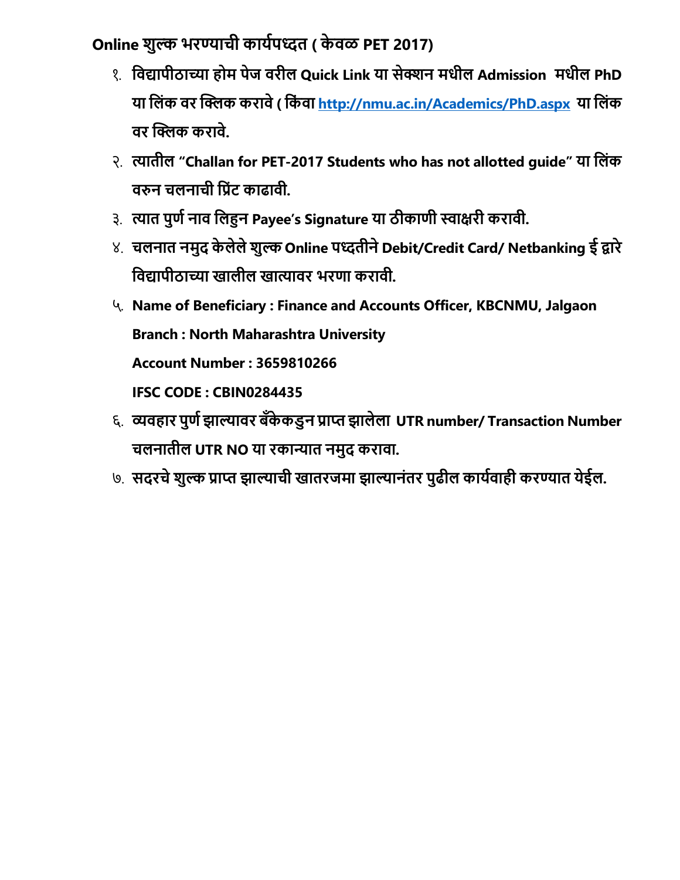**Online शुल्क भरण्याची कार्यपध्दत ( केवळ PET 2017)**

१. **विद्यापीठाच्या होम पेज वरील Quick Link या सेक्शन मधील Admission मधील PhD या लिंक वर क्लिक करावे ( किंवा [http://nmu.ac.in/Academics/PhD.aspx](http://nmu.ac.in/Academics/PhD.aspx) या लिंक वर क्लिक करावे.**

२. **त्यातील "Challan for PET-2017 Students who has not allotted guide" या लिंक वरुन चलनाची प्रिंट काढावी.**

३. **त्यात पुर्ण नाव लिहुन Payee's Signature या ठीकाणी स्वाक्षरी करावी.**

४. **चलनात नमुद केलेले शुल्क Online पध्दतीने Debit/Credit Card/ Netbanking ई द्वारे विद्यापीठाच्या खालील खात्यावर भरणा करावी.**

५. **Name of Beneficiary : Finance and Accounts Officer, KBCNMU, Jalgaon**

   **Branch : North Maharashtra University**

   **Account Number : 3659810266**

   **IFSC CODE : CBIN0284435**

६. **व्यवहार पुर्ण झाल्यावर बँकेकडुन प्राप्त झालेला UTR number/ Transaction Number चलनातील UTR NO या रकान्यात नमुद करावा.**

७. **सदरचे शुल्क प्राप्त झाल्याची खातरजमा झाल्यानंतर पुढील कार्यवाही करण्यात येईल.**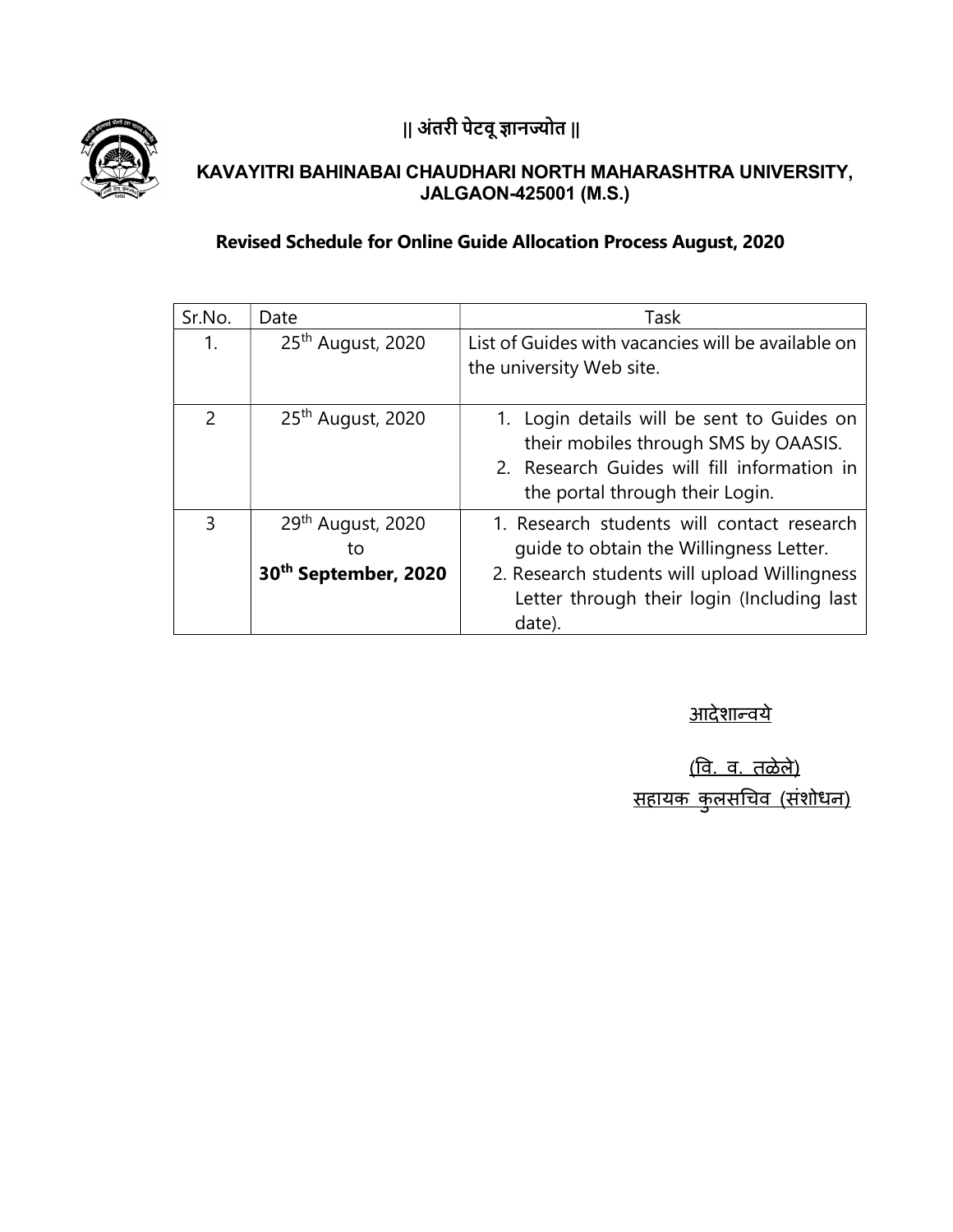|| अंतरी पेटवू ज्ञानज्योत ||

**KAVAYITRI BAHINABAI CHAUDHARI NORTH MAHARASHTRA UNIVERSITY, JALGAON-425001 (M.S.)**

**Revised Schedule for Online Guide Allocation Process August, 2020**

| Sr.No. | Date | Task |
|---|---|---|
| 1. | 25th August, 2020 | List of Guides with vacancies will be available on the university Web site. |
| 2 | 25th August, 2020 | 1. Login details will be sent to Guides on their mobiles through SMS by OAASIS. 2. Research Guides will fill information in the portal through their Login. |
| 3 | 29th August, 2020 to **30th September, 2020** | 1. Research students will contact research guide to obtain the Willingness Letter. 2. Research students will upload Willingness Letter through their login (Including last date). |

आदेशान्वये

(वि. व. तळेले)
सहायक कुलसचिव (संशोधन)